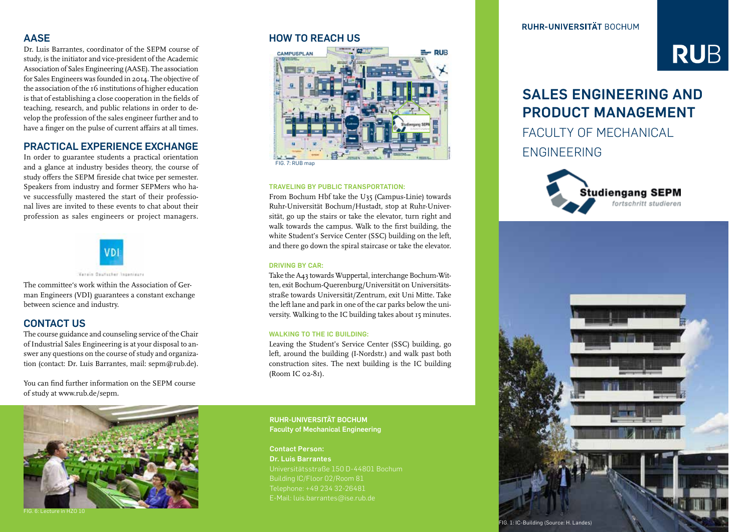## AASE

Dr. Luis Barrantes, coordinator of the SEPM course of study, is the initiator and vice-president of the Academic Association of Sales Engineering (AASE). The association for Sales Engineers was founded in 2014. The objective of the association of the 16 institutions of higher education is that of establishing a close cooperation in the fields of teaching, research, and public relations in order to develop the profession of the sales engineer further and to have a finger on the pulse of current affairs at all times.

## PRACTICAL EXPERIENCE EXCHANGE

In order to guarantee students a practical orientation and a glance at industry besides theory, the course of study offers the SEPM fireside chat twice per semester. Speakers from industry and former SEPMers who have successfully mastered the start of their professional lives are invited to these events to chat about their profession as sales engineers or project managers.

VDI
Verein Deutscher Ingenieure

The committee's work within the Association of German Engineers (VDI) guarantees a constant exchange between science and industry.

## CONTACT US

The course guidance and counseling service of the Chair of Industrial Sales Engineering is at your disposal to answer any questions on the course of study and organization (contact: Dr. Luis Barrantes, mail: sepm@rub.de).

You can find further information on the SEPM course of study at www.rub.de/sepm.

FIG. 6: Lecture in HZO 10

## HOW TO REACH US

FIG. 7: RUB map

**TRAVELING BY PUBLIC TRANSPORTATION:**

From Bochum Hbf take the U35 (Campus-Linie) towards Ruhr-Universität Bochum/Hustadt, stop at Ruhr-Universität, go up the stairs or take the elevator, turn right and walk towards the campus. Walk to the first building, the white Student's Service Center (SSC) building on the left, and there go down the spiral staircase or take the elevator.

**DRIVING BY CAR:**

Take the A43 towards Wuppertal, interchange Bochum-Witten, exit Bochum-Querenburg/Universität on Universitätsstraße towards Universität/Zentrum, exit Uni Mitte. Take the left lane and park in one of the car parks below the university. Walking to the IC building takes about 15 minutes.

**WALKING TO THE IC BUILDING:**

Leaving the Student's Service Center (SSC) building, go left, around the building (I-Nordstr.) and walk past both construction sites. The next building is the IC building (Room IC 02-81).

**RUHR-UNIVERSITÄT BOCHUM**
**Faculty of Mechanical Engineering**

**Contact Person:**
**Dr. Luis Barrantes**
Universitätsstraße 150 D-44801 Bochum
Building IC/Floor 02/Room 81
Telephone: +49 234 32-26481
E-Mail: luis.barrantes@ise.rub.de

RUHR-UNIVERSITÄT BOCHUM

RUB

# SALES ENGINEERING AND PRODUCT MANAGEMENT

## FACULTY OF MECHANICAL ENGINEERING

Studiengang SEPM
*fortschritt studieren*

FIG. 1: IC-Building (Source: H. Landes)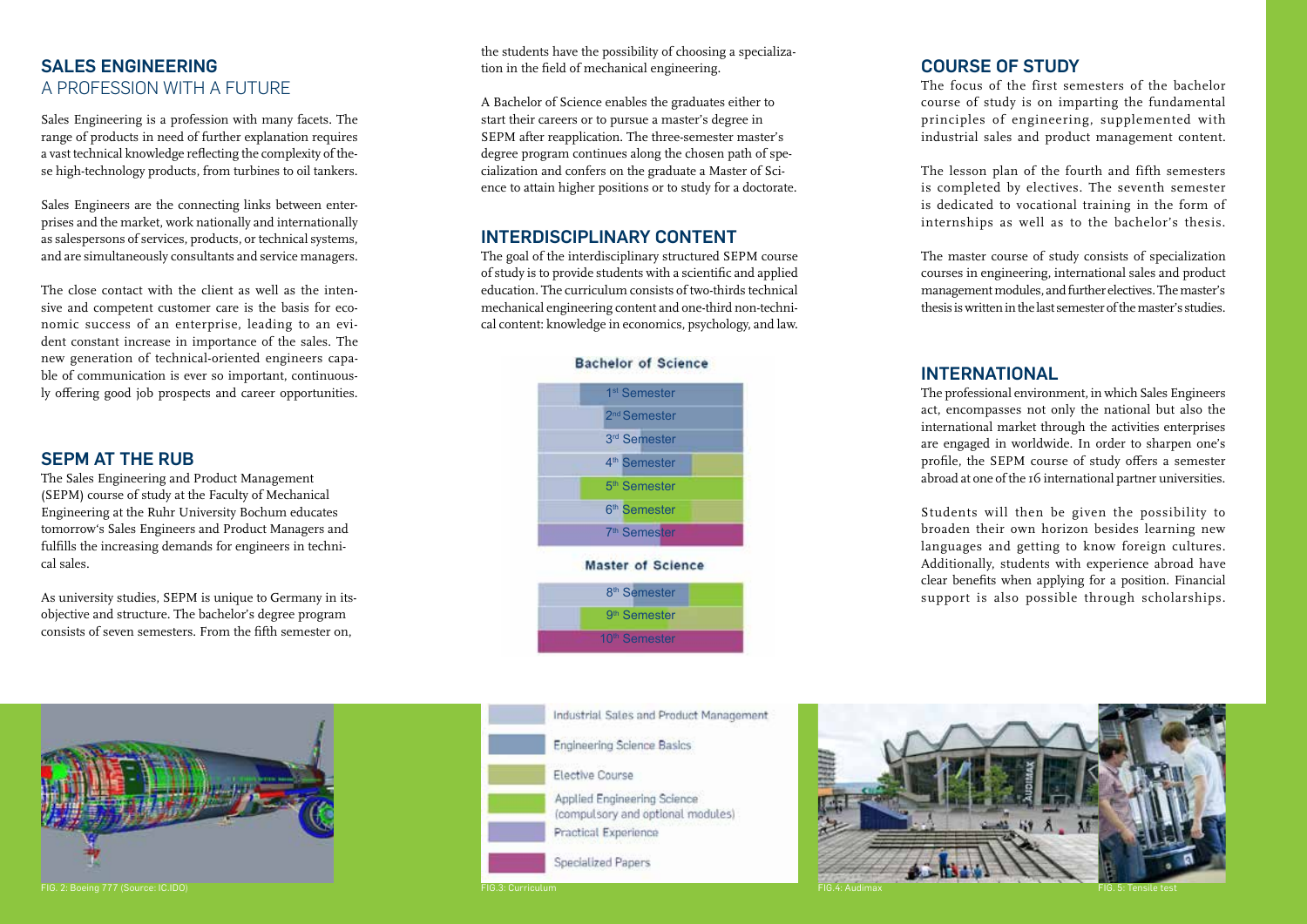## SALES ENGINEERING
### A PROFESSION WITH A FUTURE

Sales Engineering is a profession with many facets. The range of products in need of further explanation requires a vast technical knowledge reflecting the complexity of these high-technology products, from turbines to oil tankers.

Sales Engineers are the connecting links between enterprises and the market, work nationally and internationally as salespersons of services, products, or technical systems, and are simultaneously consultants and service managers.

The close contact with the client as well as the intensive and competent customer care is the basis for economic success of an enterprise, leading to an evident constant increase in importance of the sales. The new generation of technical-oriented engineers capable of communication is ever so important, continuously offering good job prospects and career opportunities.

## SEPM AT THE RUB

The Sales Engineering and Product Management (SEPM) course of study at the Faculty of Mechanical Engineering at the Ruhr University Bochum educates tomorrow's Sales Engineers and Product Managers and fulfills the increasing demands for engineers in technical sales.

As university studies, SEPM is unique to Germany in its objective and structure. The bachelor's degree program consists of seven semesters. From the fifth semester on, the students have the possibility of choosing a specialization in the field of mechanical engineering.

A Bachelor of Science enables the graduates either to start their careers or to pursue a master's degree in SEPM after reapplication. The three-semester master's degree program continues along the chosen path of specialization and confers on the graduate a Master of Science to attain higher positions or to study for a doctorate.

## INTERDISCIPLINARY CONTENT

The goal of the interdisciplinary structured SEPM course of study is to provide students with a scientific and applied education. The curriculum consists of two-thirds technical mechanical engineering content and one-third non-technical content: knowledge in economics, psychology, and law.

Bachelor of Science

1st Semester
2nd Semester
3rd Semester
4th Semester
5th Semester
6th Semester
7th Semester

Master of Science

8th Semester
9th Semester
10th Semester

Industrial Sales and Product Management
Engineering Science Basics
Elective Course
Applied Engineering Science (compulsory and optional modules)
Practical Experience
Specialized Papers

## COURSE OF STUDY

The focus of the first semesters of the bachelor course of study is on imparting the fundamental principles of engineering, supplemented with industrial sales and product management content.

The lesson plan of the fourth and fifth semesters is completed by electives. The seventh semester is dedicated to vocational training in the form of internships as well as to the bachelor's thesis.

The master course of study consists of specialization courses in engineering, international sales and product management modules, and further electives. The master's thesis is written in the last semester of the master's studies.

## INTERNATIONAL

The professional environment, in which Sales Engineers act, encompasses not only the national but also the international market through the activities enterprises are engaged in worldwide. In order to sharpen one's profile, the SEPM course of study offers a semester abroad at one of the 16 international partner universities.

Students will then be given the possibility to broaden their own horizon besides learning new languages and getting to know foreign cultures. Additionally, students with experience abroad have clear benefits when applying for a position. Financial support is also possible through scholarships.

FIG. 2: Boeing 777 (Source: IC.IDO)

FIG.3: Curriculum

FIG.4: Audimax

FIG. 5: Tensile test